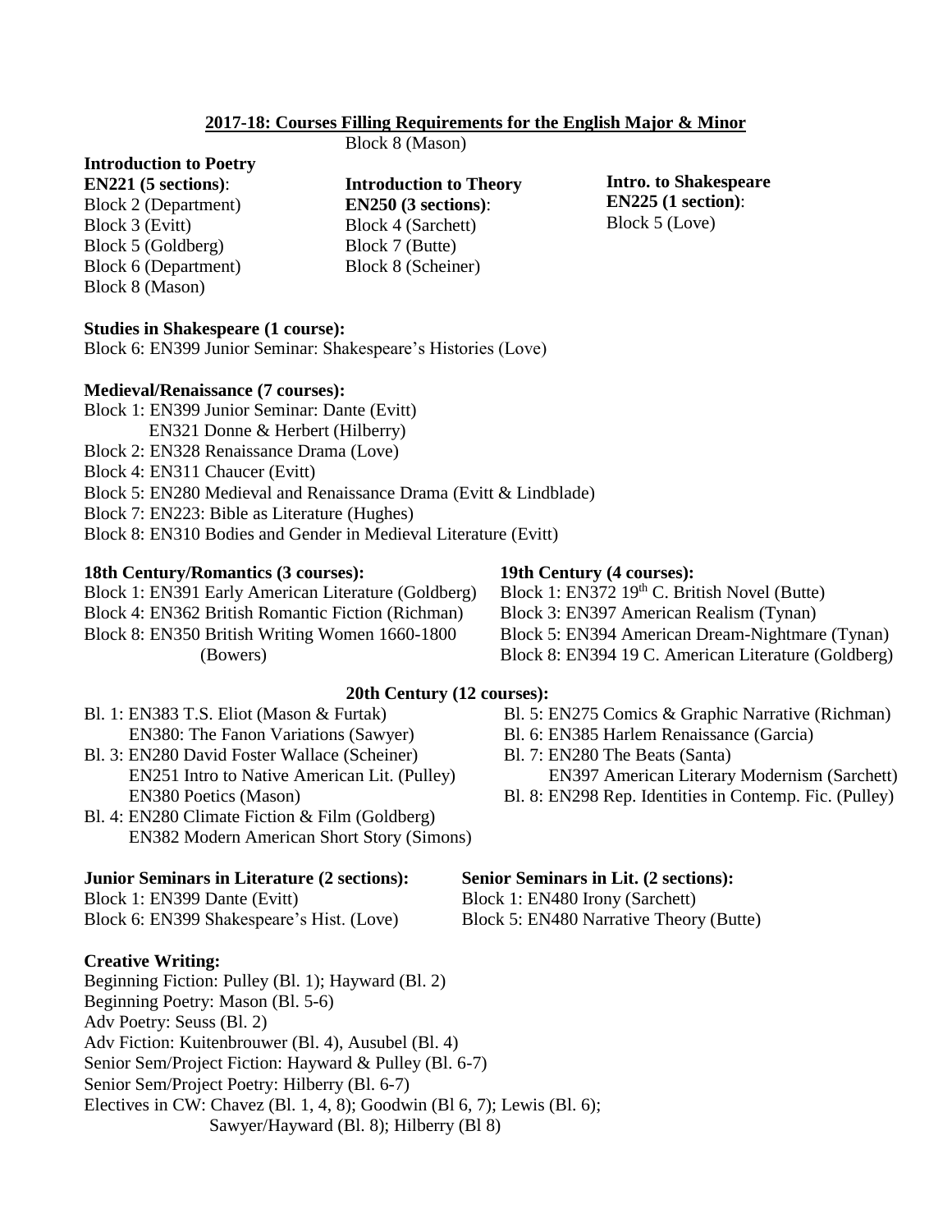## 2017-18: Courses Filling Requirements for the English Major & Minor

**Introduction to Poetry**
**EN221 (5 sections)**:
Block 2 (Department)
Block 3 (Evitt)
Block 5 (Goldberg)
Block 6 (Department)
Block 8 (Mason)

**Introduction to Theory**
**EN250 (3 sections)**:
Block 4 (Sarchett)
Block 7 (Butte)
Block 8 (Scheiner)
Block 8 (Mason)

**Intro. to Shakespeare**
**EN225 (1 section)**:
Block 5 (Love)

**Studies in Shakespeare (1 course):**
Block 6: EN399 Junior Seminar: Shakespeare's Histories (Love)

**Medieval/Renaissance (7 courses):**
Block 1: EN399 Junior Seminar: Dante (Evitt)
EN321 Donne & Herbert (Hilberry)
Block 2: EN328 Renaissance Drama (Love)
Block 4: EN311 Chaucer (Evitt)
Block 5: EN280 Medieval and Renaissance Drama (Evitt & Lindblade)
Block 7: EN223: Bible as Literature (Hughes)
Block 8: EN310 Bodies and Gender in Medieval Literature (Evitt)

**18th Century/Romantics (3 courses):**
Block 1: EN391 Early American Literature (Goldberg)
Block 4: EN362 British Romantic Fiction (Richman)
Block 8: EN350 British Writing Women 1660-1800 (Bowers)

**19th Century (4 courses):**
Block 1: EN372 19th C. British Novel (Butte)
Block 3: EN397 American Realism (Tynan)
Block 5: EN394 American Dream-Nightmare (Tynan)
Block 8: EN394 19 C. American Literature (Goldberg)

**20th Century (12 courses):**
Bl. 1: EN383 T.S. Eliot (Mason & Furtak)
EN380: The Fanon Variations (Sawyer)
Bl. 3: EN280 David Foster Wallace (Scheiner)
EN251 Intro to Native American Lit. (Pulley)
EN380 Poetics (Mason)
Bl. 4: EN280 Climate Fiction & Film (Goldberg)
EN382 Modern American Short Story (Simons)
Bl. 5: EN275 Comics & Graphic Narrative (Richman)
Bl. 6: EN385 Harlem Renaissance (Garcia)
Bl. 7: EN280 The Beats (Santa)
EN397 American Literary Modernism (Sarchett)
Bl. 8: EN298 Rep. Identities in Contemp. Fic. (Pulley)

**Junior Seminars in Literature (2 sections):**
Block 1: EN399 Dante (Evitt)
Block 6: EN399 Shakespeare's Hist. (Love)

**Senior Seminars in Lit. (2 sections):**
Block 1: EN480 Irony (Sarchett)
Block 5: EN480 Narrative Theory (Butte)

**Creative Writing:**
Beginning Fiction: Pulley (Bl. 1); Hayward (Bl. 2)
Beginning Poetry: Mason (Bl. 5-6)
Adv Poetry: Seuss (Bl. 2)
Adv Fiction: Kuitenbrouwer (Bl. 4), Ausubel (Bl. 4)
Senior Sem/Project Fiction: Hayward & Pulley (Bl. 6-7)
Senior Sem/Project Poetry: Hilberry (Bl. 6-7)
Electives in CW: Chavez (Bl. 1, 4, 8); Goodwin (Bl 6, 7); Lewis (Bl. 6);
Sawyer/Hayward (Bl. 8); Hilberry (Bl 8)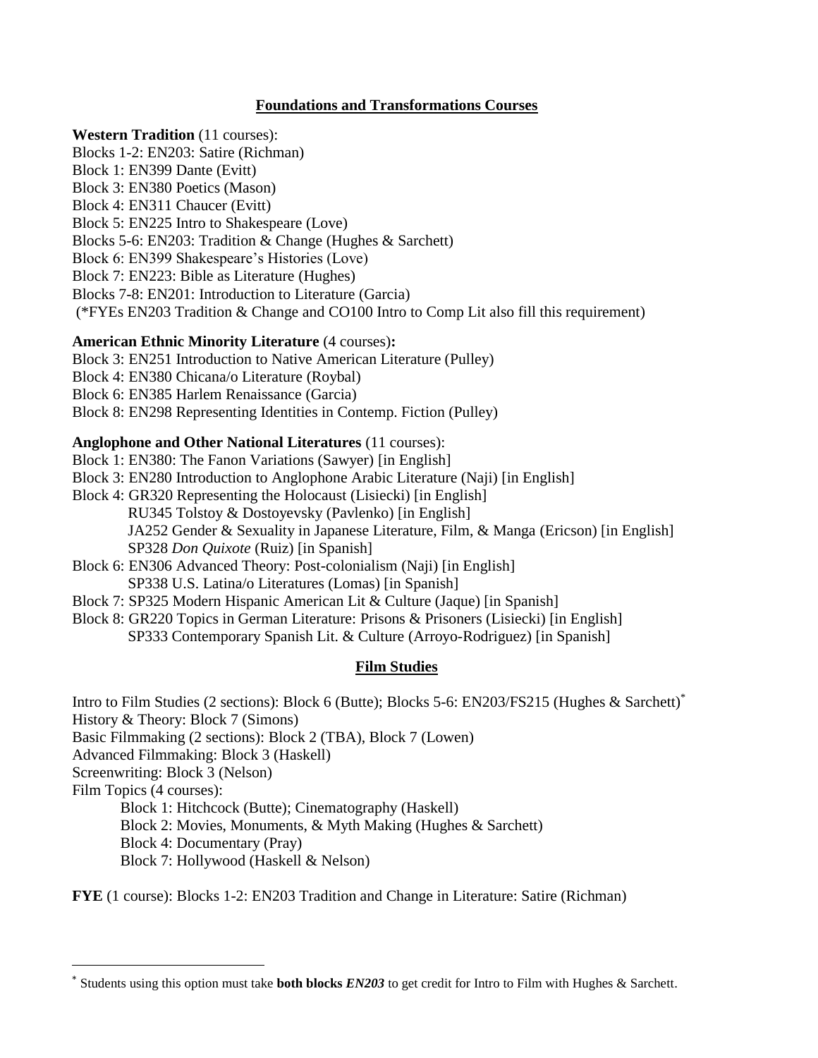## Foundations and Transformations Courses

**Western Tradition** (11 courses):
Blocks 1-2: EN203: Satire (Richman)
Block 1: EN399 Dante (Evitt)
Block 3: EN380 Poetics (Mason)
Block 4: EN311 Chaucer (Evitt)
Block 5: EN225 Intro to Shakespeare (Love)
Blocks 5-6: EN203: Tradition & Change (Hughes & Sarchett)
Block 6: EN399 Shakespeare's Histories (Love)
Block 7: EN223: Bible as Literature (Hughes)
Blocks 7-8: EN201: Introduction to Literature (Garcia)
(*FYEs EN203 Tradition & Change and CO100 Intro to Comp Lit also fill this requirement)

**American Ethnic Minority Literature** (4 courses)**:**
Block 3: EN251 Introduction to Native American Literature (Pulley)
Block 4: EN380 Chicana/o Literature (Roybal)
Block 6: EN385 Harlem Renaissance (Garcia)
Block 8: EN298 Representing Identities in Contemp. Fiction (Pulley)

**Anglophone and Other National Literatures** (11 courses):
Block 1: EN380: The Fanon Variations (Sawyer) [in English]
Block 3: EN280 Introduction to Anglophone Arabic Literature (Naji) [in English]
Block 4: GR320 Representing the Holocaust (Lisiecki) [in English]
RU345 Tolstoy & Dostoyevsky (Pavlenko) [in English]
JA252 Gender & Sexuality in Japanese Literature, Film, & Manga (Ericson) [in English]
SP328 *Don Quixote* (Ruiz) [in Spanish]
Block 6: EN306 Advanced Theory: Post-colonialism (Naji) [in English]
SP338 U.S. Latina/o Literatures (Lomas) [in Spanish]
Block 7: SP325 Modern Hispanic American Lit & Culture (Jaque) [in Spanish]
Block 8: GR220 Topics in German Literature: Prisons & Prisoners (Lisiecki) [in English]
SP333 Contemporary Spanish Lit. & Culture (Arroyo-Rodriguez) [in Spanish]

## Film Studies

Intro to Film Studies (2 sections): Block 6 (Butte); Blocks 5-6: EN203/FS215 (Hughes & Sarchett)*
History & Theory: Block 7 (Simons)
Basic Filmmaking (2 sections): Block 2 (TBA), Block 7 (Lowen)
Advanced Filmmaking: Block 3 (Haskell)
Screenwriting: Block 3 (Nelson)
Film Topics (4 courses):
Block 1: Hitchcock (Butte); Cinematography (Haskell)
Block 2: Movies, Monuments, & Myth Making (Hughes & Sarchett)
Block 4: Documentary (Pray)
Block 7: Hollywood (Haskell & Nelson)

**FYE** (1 course): Blocks 1-2: EN203 Tradition and Change in Literature: Satire (Richman)

* Students using this option must take **both blocks *EN203*** to get credit for Intro to Film with Hughes & Sarchett.